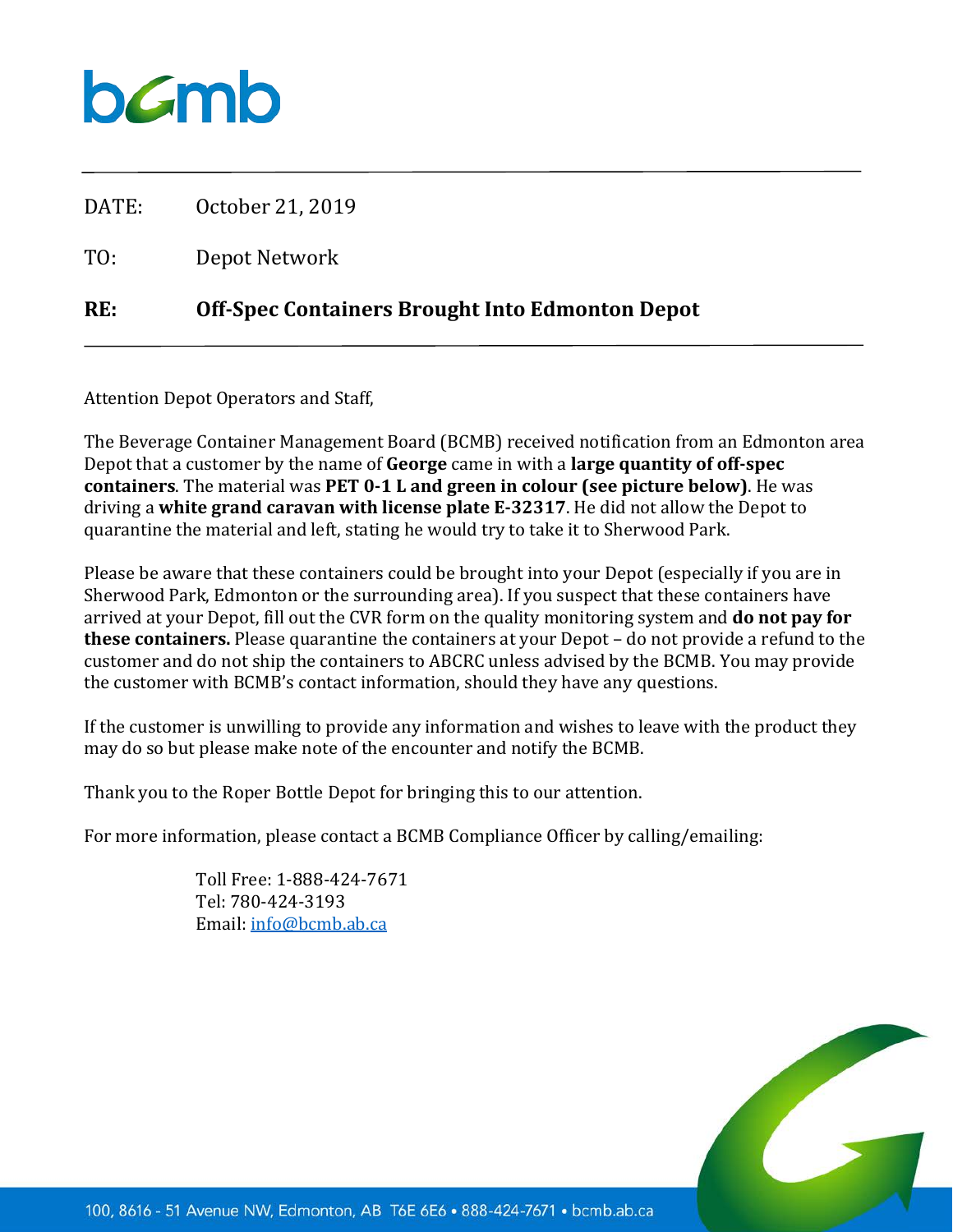bcmb

DATE: October 21, 2019

TO: Depot Network

**RE: Off-Spec Containers Brought Into Edmonton Depot**

Attention Depot Operators and Staff,

The Beverage Container Management Board (BCMB) received notification from an Edmonton area Depot that a customer by the name of **George** came in with a **large quantity of off-spec containers**. The material was **PET 0-1 L and green in colour (see picture below)**. He was driving a **white grand caravan with license plate E-32317**. He did not allow the Depot to quarantine the material and left, stating he would try to take it to Sherwood Park.

Please be aware that these containers could be brought into your Depot (especially if you are in Sherwood Park, Edmonton or the surrounding area). If you suspect that these containers have arrived at your Depot, fill out the CVR form on the quality monitoring system and **do not pay for these containers.** Please quarantine the containers at your Depot – do not provide a refund to the customer and do not ship the containers to ABCRC unless advised by the BCMB. You may provide the customer with BCMB's contact information, should they have any questions.

If the customer is unwilling to provide any information and wishes to leave with the product they may do so but please make note of the encounter and notify the BCMB.

Thank you to the Roper Bottle Depot for bringing this to our attention.

For more information, please contact a BCMB Compliance Officer by calling/emailing:

Toll Free: 1-888-424-7671
Tel: 780-424-3193
Email: info@bcmb.ab.ca

100, 8616 - 51 Avenue NW, Edmonton, AB T6E 6E6 • 888-424-7671 • bcmb.ab.ca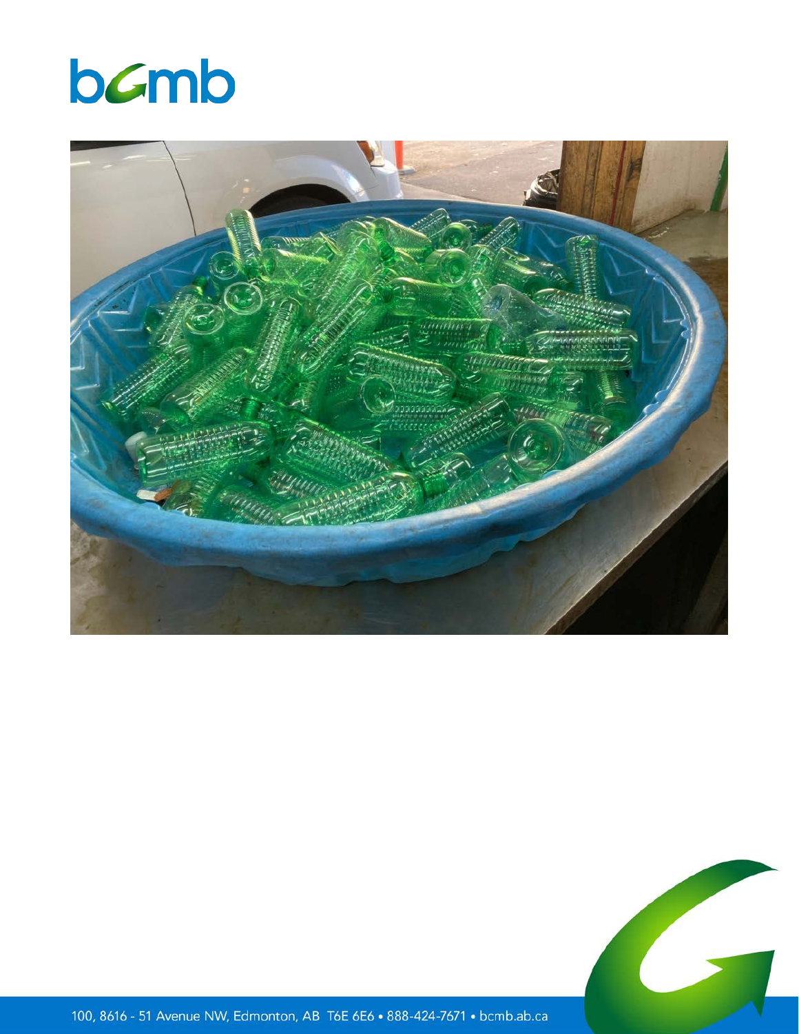bcmb

100, 8616 - 51 Avenue NW, Edmonton, AB T6E 6E6 • 888-424-7671 • bcmb.ab.ca